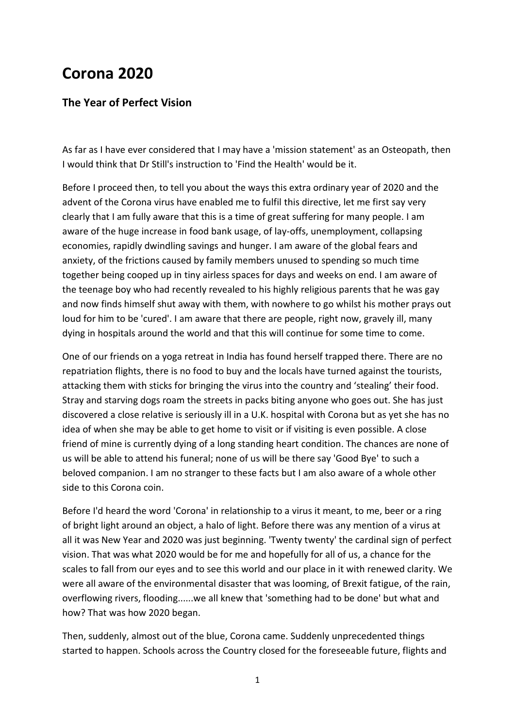# Corona 2020

## The Year of Perfect Vision

As far as I have ever considered that I may have a 'mission statement' as an Osteopath, then I would think that Dr Still's instruction to 'Find the Health' would be it.

Before I proceed then, to tell you about the ways this extra ordinary year of 2020 and the advent of the Corona virus have enabled me to fulfil this directive, let me first say very clearly that I am fully aware that this is a time of great suffering for many people. I am aware of the huge increase in food bank usage, of lay-offs, unemployment, collapsing economies, rapidly dwindling savings and hunger. I am aware of the global fears and anxiety, of the frictions caused by family members unused to spending so much time together being cooped up in tiny airless spaces for days and weeks on end. I am aware of the teenage boy who had recently revealed to his highly religious parents that he was gay and now finds himself shut away with them, with nowhere to go whilst his mother prays out loud for him to be 'cured'. I am aware that there are people, right now, gravely ill, many dying in hospitals around the world and that this will continue for some time to come.

One of our friends on a yoga retreat in India has found herself trapped there. There are no repatriation flights, there is no food to buy and the locals have turned against the tourists, attacking them with sticks for bringing the virus into the country and 'stealing' their food. Stray and starving dogs roam the streets in packs biting anyone who goes out. She has just discovered a close relative is seriously ill in a U.K. hospital with Corona but as yet she has no idea of when she may be able to get home to visit or if visiting is even possible. A close friend of mine is currently dying of a long standing heart condition. The chances are none of us will be able to attend his funeral; none of us will be there say 'Good Bye' to such a beloved companion. I am no stranger to these facts but I am also aware of a whole other side to this Corona coin.

Before I'd heard the word 'Corona' in relationship to a virus it meant, to me, beer or a ring of bright light around an object, a halo of light. Before there was any mention of a virus at all it was New Year and 2020 was just beginning. 'Twenty twenty' the cardinal sign of perfect vision. That was what 2020 would be for me and hopefully for all of us, a chance for the scales to fall from our eyes and to see this world and our place in it with renewed clarity. We were all aware of the environmental disaster that was looming, of Brexit fatigue, of the rain, overflowing rivers, flooding......we all knew that 'something had to be done' but what and how? That was how 2020 began.

Then, suddenly, almost out of the blue, Corona came. Suddenly unprecedented things started to happen. Schools across the Country closed for the foreseeable future, flights and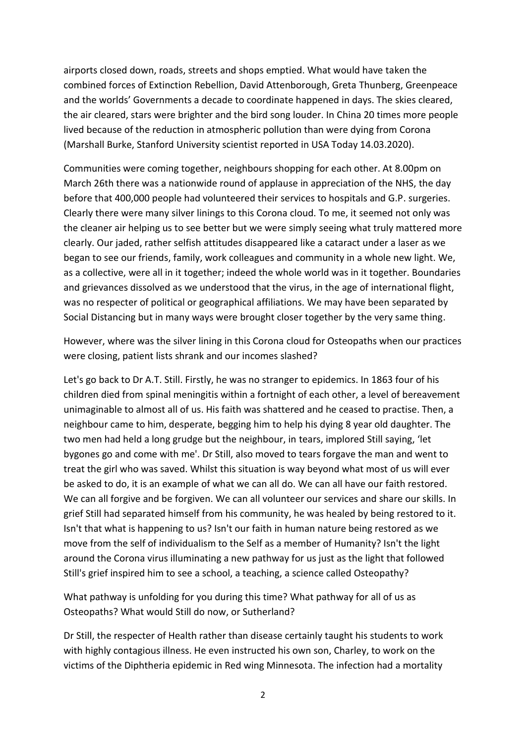airports closed down, roads, streets and shops emptied. What would have taken the combined forces of Extinction Rebellion, David Attenborough, Greta Thunberg, Greenpeace and the worlds' Governments a decade to coordinate happened in days. The skies cleared, the air cleared, stars were brighter and the bird song louder. In China 20 times more people lived because of the reduction in atmospheric pollution than were dying from Corona (Marshall Burke, Stanford University scientist reported in USA Today 14.03.2020).

Communities were coming together, neighbours shopping for each other. At 8.00pm on March 26th there was a nationwide round of applause in appreciation of the NHS, the day before that 400,000 people had volunteered their services to hospitals and G.P. surgeries. Clearly there were many silver linings to this Corona cloud. To me, it seemed not only was the cleaner air helping us to see better but we were simply seeing what truly mattered more clearly. Our jaded, rather selfish attitudes disappeared like a cataract under a laser as we began to see our friends, family, work colleagues and community in a whole new light. We, as a collective, were all in it together; indeed the whole world was in it together. Boundaries and grievances dissolved as we understood that the virus, in the age of international flight, was no respecter of political or geographical affiliations. We may have been separated by Social Distancing but in many ways were brought closer together by the very same thing.

However, where was the silver lining in this Corona cloud for Osteopaths when our practices were closing, patient lists shrank and our incomes slashed?

Let's go back to Dr A.T. Still. Firstly, he was no stranger to epidemics. In 1863 four of his children died from spinal meningitis within a fortnight of each other, a level of bereavement unimaginable to almost all of us. His faith was shattered and he ceased to practise. Then, a neighbour came to him, desperate, begging him to help his dying 8 year old daughter. The two men had held a long grudge but the neighbour, in tears, implored Still saying, 'let bygones go and come with me'. Dr Still, also moved to tears forgave the man and went to treat the girl who was saved. Whilst this situation is way beyond what most of us will ever be asked to do, it is an example of what we can all do. We can all have our faith restored. We can all forgive and be forgiven. We can all volunteer our services and share our skills. In grief Still had separated himself from his community, he was healed by being restored to it. Isn't that what is happening to us? Isn't our faith in human nature being restored as we move from the self of individualism to the Self as a member of Humanity? Isn't the light around the Corona virus illuminating a new pathway for us just as the light that followed Still's grief inspired him to see a school, a teaching, a science called Osteopathy?

What pathway is unfolding for you during this time? What pathway for all of us as Osteopaths? What would Still do now, or Sutherland?

Dr Still, the respecter of Health rather than disease certainly taught his students to work with highly contagious illness. He even instructed his own son, Charley, to work on the victims of the Diphtheria epidemic in Red wing Minnesota. The infection had a mortality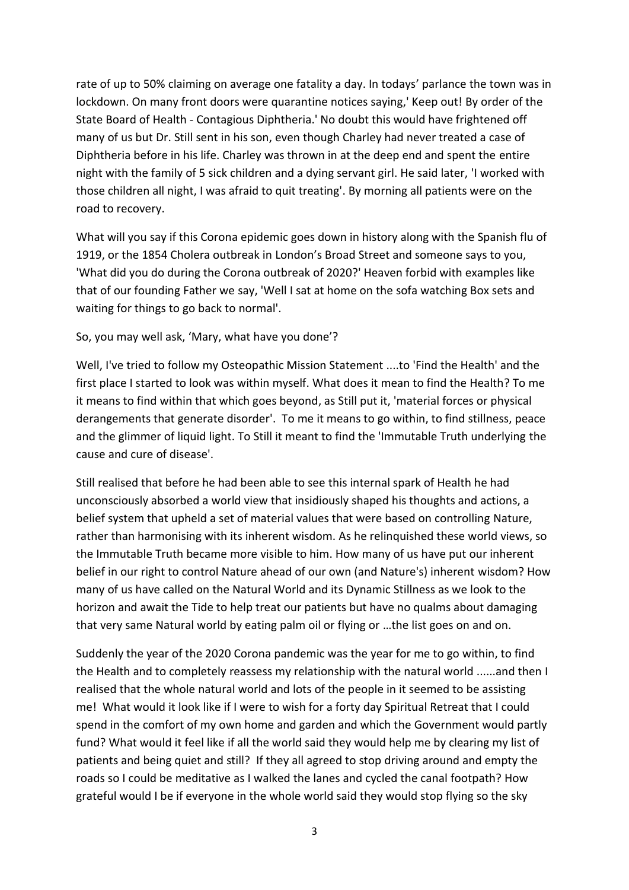rate of up to 50% claiming on average one fatality a day. In todays' parlance the town was in lockdown. On many front doors were quarantine notices saying,' Keep out! By order of the State Board of Health - Contagious Diphtheria.' No doubt this would have frightened off many of us but Dr. Still sent in his son, even though Charley had never treated a case of Diphtheria before in his life. Charley was thrown in at the deep end and spent the entire night with the family of 5 sick children and a dying servant girl. He said later, 'I worked with those children all night, I was afraid to quit treating'. By morning all patients were on the road to recovery.

What will you say if this Corona epidemic goes down in history along with the Spanish flu of 1919, or the 1854 Cholera outbreak in London's Broad Street and someone says to you, 'What did you do during the Corona outbreak of 2020?' Heaven forbid with examples like that of our founding Father we say, 'Well I sat at home on the sofa watching Box sets and waiting for things to go back to normal'.

So, you may well ask, 'Mary, what have you done'?

Well, I've tried to follow my Osteopathic Mission Statement ....to 'Find the Health' and the first place I started to look was within myself. What does it mean to find the Health? To me it means to find within that which goes beyond, as Still put it, 'material forces or physical derangements that generate disorder'. To me it means to go within, to find stillness, peace and the glimmer of liquid light. To Still it meant to find the 'Immutable Truth underlying the cause and cure of disease'.

Still realised that before he had been able to see this internal spark of Health he had unconsciously absorbed a world view that insidiously shaped his thoughts and actions, a belief system that upheld a set of material values that were based on controlling Nature, rather than harmonising with its inherent wisdom. As he relinquished these world views, so the Immutable Truth became more visible to him. How many of us have put our inherent belief in our right to control Nature ahead of our own (and Nature's) inherent wisdom? How many of us have called on the Natural World and its Dynamic Stillness as we look to the horizon and await the Tide to help treat our patients but have no qualms about damaging that very same Natural world by eating palm oil or flying or …the list goes on and on.

Suddenly the year of the 2020 Corona pandemic was the year for me to go within, to find the Health and to completely reassess my relationship with the natural world ......and then I realised that the whole natural world and lots of the people in it seemed to be assisting me! What would it look like if I were to wish for a forty day Spiritual Retreat that I could spend in the comfort of my own home and garden and which the Government would partly fund? What would it feel like if all the world said they would help me by clearing my list of patients and being quiet and still? If they all agreed to stop driving around and empty the roads so I could be meditative as I walked the lanes and cycled the canal footpath? How grateful would I be if everyone in the whole world said they would stop flying so the sky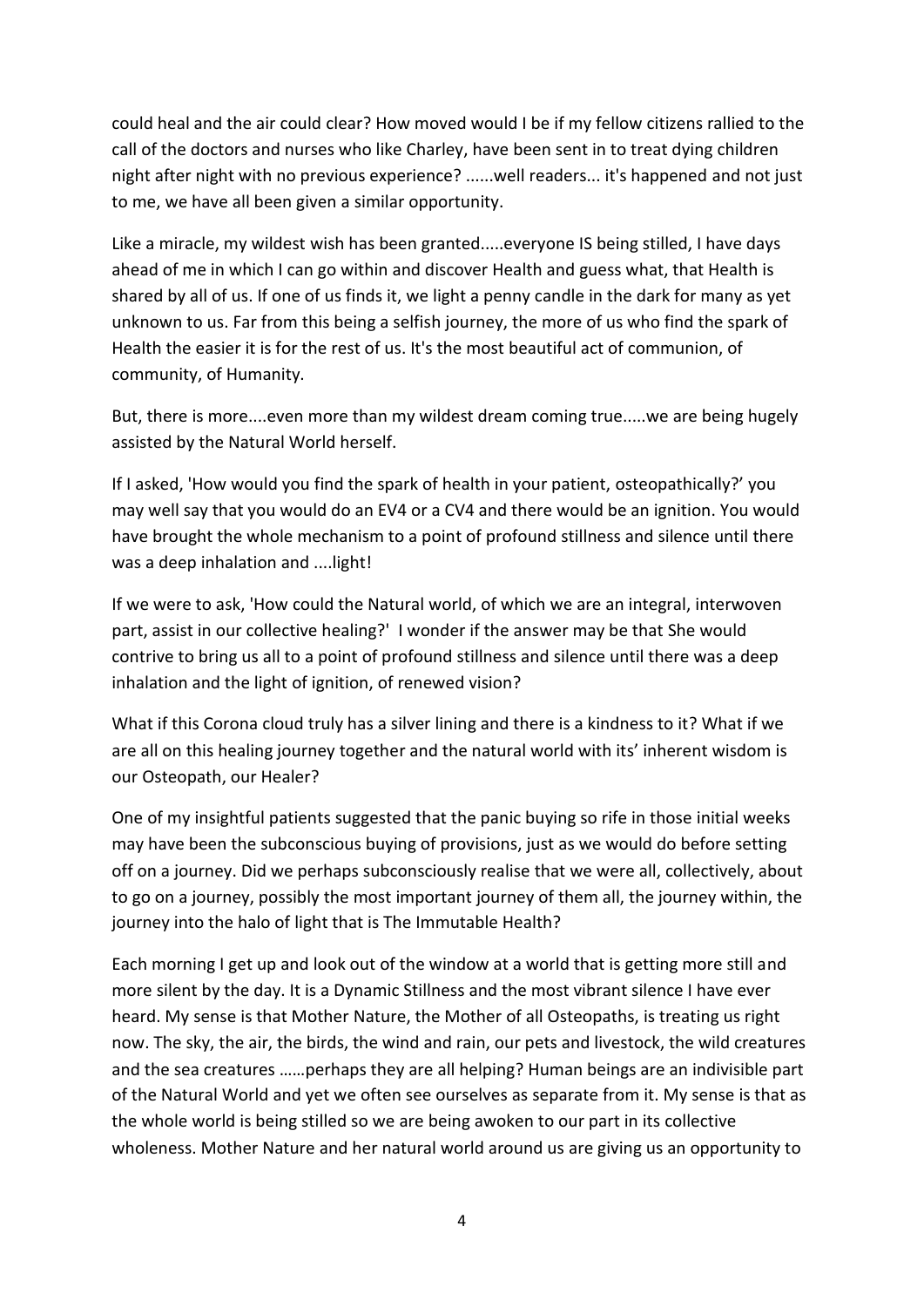could heal and the air could clear? How moved would I be if my fellow citizens rallied to the call of the doctors and nurses who like Charley, have been sent in to treat dying children night after night with no previous experience? ......well readers... it's happened and not just to me, we have all been given a similar opportunity.

Like a miracle, my wildest wish has been granted.....everyone IS being stilled, I have days ahead of me in which I can go within and discover Health and guess what, that Health is shared by all of us. If one of us finds it, we light a penny candle in the dark for many as yet unknown to us. Far from this being a selfish journey, the more of us who find the spark of Health the easier it is for the rest of us. It's the most beautiful act of communion, of community, of Humanity.

But, there is more....even more than my wildest dream coming true.....we are being hugely assisted by the Natural World herself.

If I asked, 'How would you find the spark of health in your patient, osteopathically?' you may well say that you would do an EV4 or a CV4 and there would be an ignition. You would have brought the whole mechanism to a point of profound stillness and silence until there was a deep inhalation and ....light!

If we were to ask, 'How could the Natural world, of which we are an integral, interwoven part, assist in our collective healing?' I wonder if the answer may be that She would contrive to bring us all to a point of profound stillness and silence until there was a deep inhalation and the light of ignition, of renewed vision?

What if this Corona cloud truly has a silver lining and there is a kindness to it? What if we are all on this healing journey together and the natural world with its' inherent wisdom is our Osteopath, our Healer?

One of my insightful patients suggested that the panic buying so rife in those initial weeks may have been the subconscious buying of provisions, just as we would do before setting off on a journey. Did we perhaps subconsciously realise that we were all, collectively, about to go on a journey, possibly the most important journey of them all, the journey within, the journey into the halo of light that is The Immutable Health?

Each morning I get up and look out of the window at a world that is getting more still and more silent by the day. It is a Dynamic Stillness and the most vibrant silence I have ever heard. My sense is that Mother Nature, the Mother of all Osteopaths, is treating us right now. The sky, the air, the birds, the wind and rain, our pets and livestock, the wild creatures and the sea creatures ……perhaps they are all helping? Human beings are an indivisible part of the Natural World and yet we often see ourselves as separate from it. My sense is that as the whole world is being stilled so we are being awoken to our part in its collective wholeness. Mother Nature and her natural world around us are giving us an opportunity to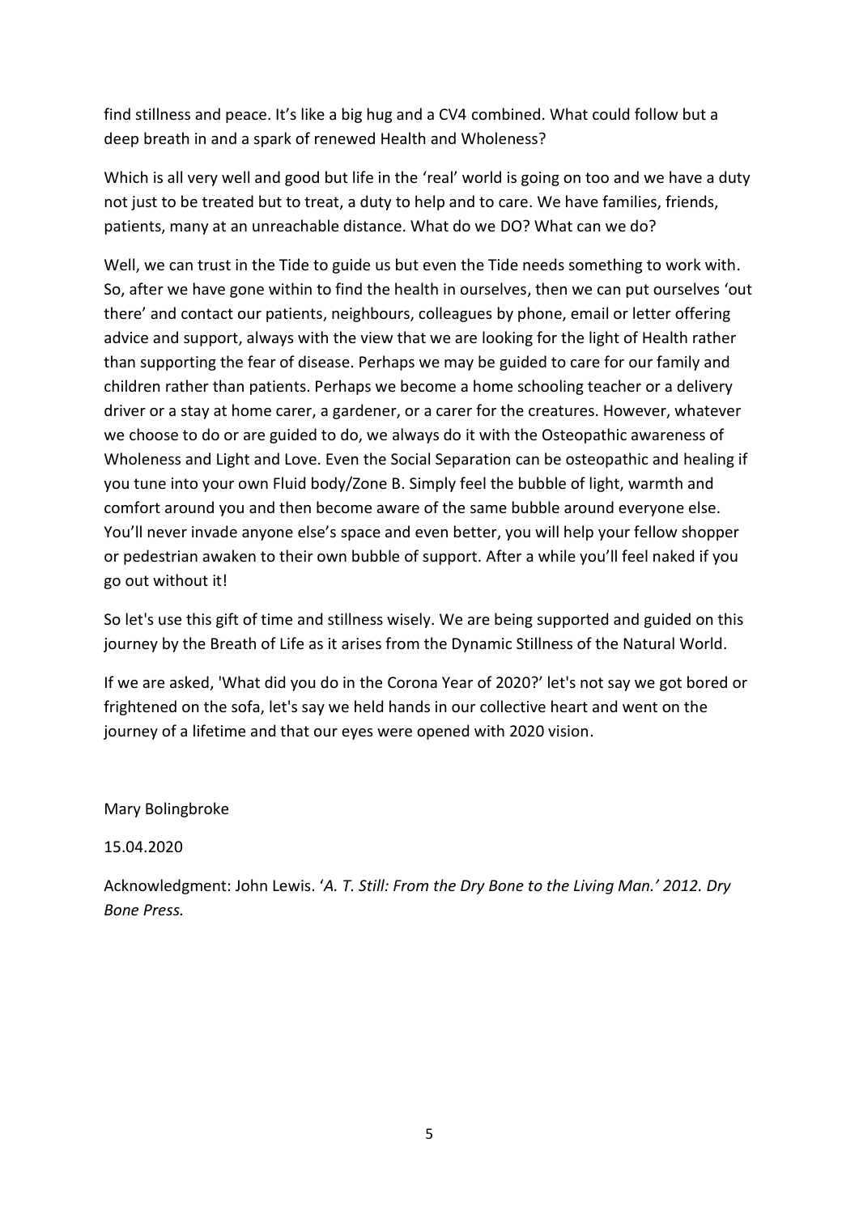find stillness and peace. It's like a big hug and a CV4 combined. What could follow but a deep breath in and a spark of renewed Health and Wholeness?

Which is all very well and good but life in the 'real' world is going on too and we have a duty not just to be treated but to treat, a duty to help and to care. We have families, friends, patients, many at an unreachable distance. What do we DO? What can we do?

Well, we can trust in the Tide to guide us but even the Tide needs something to work with. So, after we have gone within to find the health in ourselves, then we can put ourselves 'out there' and contact our patients, neighbours, colleagues by phone, email or letter offering advice and support, always with the view that we are looking for the light of Health rather than supporting the fear of disease. Perhaps we may be guided to care for our family and children rather than patients. Perhaps we become a home schooling teacher or a delivery driver or a stay at home carer, a gardener, or a carer for the creatures. However, whatever we choose to do or are guided to do, we always do it with the Osteopathic awareness of Wholeness and Light and Love. Even the Social Separation can be osteopathic and healing if you tune into your own Fluid body/Zone B. Simply feel the bubble of light, warmth and comfort around you and then become aware of the same bubble around everyone else. You'll never invade anyone else's space and even better, you will help your fellow shopper or pedestrian awaken to their own bubble of support. After a while you'll feel naked if you go out without it!

So let's use this gift of time and stillness wisely. We are being supported and guided on this journey by the Breath of Life as it arises from the Dynamic Stillness of the Natural World.

If we are asked, 'What did you do in the Corona Year of 2020?' let's not say we got bored or frightened on the sofa, let's say we held hands in our collective heart and went on the journey of a lifetime and that our eyes were opened with 2020 vision.

Mary Bolingbroke

15.04.2020

Acknowledgment: John Lewis. '*A. T. Still: From the Dry Bone to the Living Man.' 2012. Dry Bone Press.*